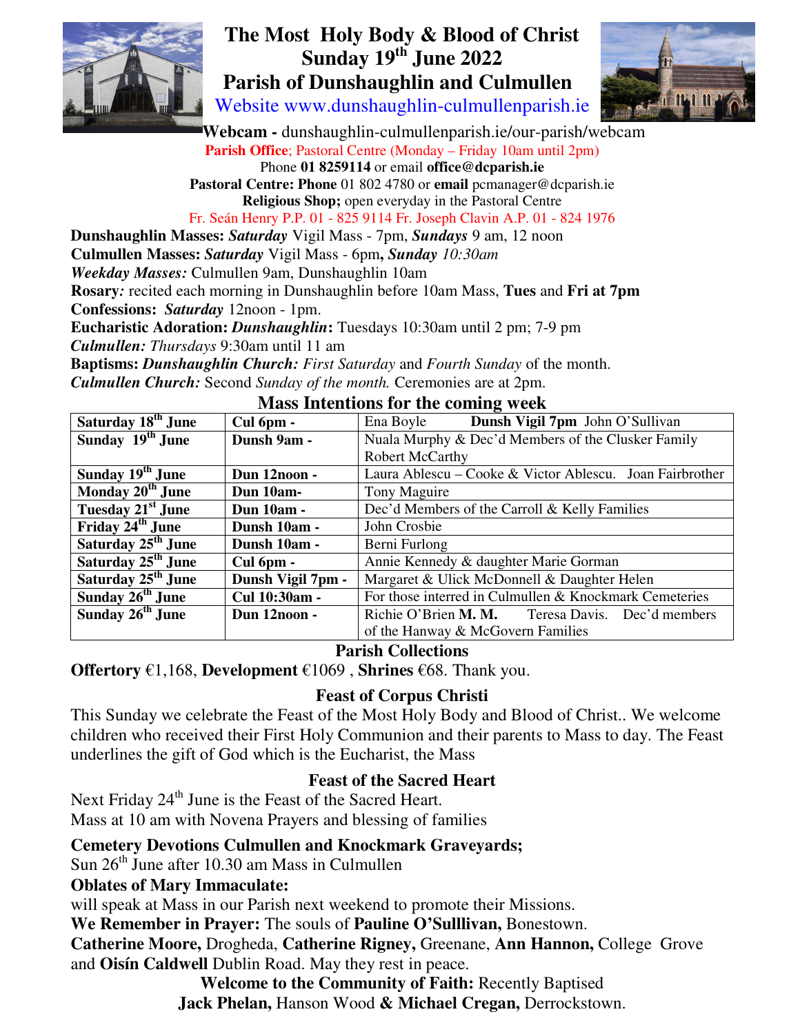# The Most Holy Body & Blood of Christ
# Sunday 19th June 2022
# Parish of Dunshaughlin and Culmullen

Website www.dunshaughlin-culmullenparish.ie

**Webcam -** dunshaughlin-culmullenparish.ie/our-parish/webcam

**Parish Office**; Pastoral Centre (Monday – Friday 10am until 2pm)

Phone **01 8259114** or email **office@dcparish.ie**

**Pastoral Centre: Phone** 01 802 4780 or **email** pcmanager@dcparish.ie

**Religious Shop;** open everyday in the Pastoral Centre

Fr. Seán Henry P.P. 01 - 825 9114 Fr. Joseph Clavin A.P. 01 - 824 1976

**Dunshaughlin Masses:** ***Saturday*** Vigil Mass - 7pm, ***Sundays*** 9 am, 12 noon

**Culmullen Masses:** ***Saturday*** Vigil Mass - 6pm**,** ***Sunday*** *10:30am*

***Weekday Masses:*** Culmullen 9am, Dunshaughlin 10am

**Rosary***:* recited each morning in Dunshaughlin before 10am Mass, **Tues** and **Fri at 7pm**

**Confessions:** ***Saturday*** 12noon - 1pm.

**Eucharistic Adoration:** ***Dunshaughlin*****:** Tuesdays 10:30am until 2 pm; 7-9 pm

***Culmullen:*** *Thursdays* 9:30am until 11 am

**Baptisms:** ***Dunshaughlin Church:*** *First Saturday* and *Fourth Sunday* of the month.

***Culmullen Church:*** Second *Sunday of the month.* Ceremonies are at 2pm.

## Mass Intentions for the coming week

| | | |
|---|---|---|
| **Saturday 18th June** | **Cul 6pm -** | Ena Boyle **Dunsh Vigil 7pm** John O'Sullivan |
| **Sunday 19th June** | **Dunsh 9am -** | Nuala Murphy & Dec'd Members of the Clusker Family Robert McCarthy |
| **Sunday 19th June** | **Dun 12noon -** | Laura Ablescu – Cooke & Victor Ablescu. Joan Fairbrother |
| **Monday 20th June** | **Dun 10am-** | Tony Maguire |
| **Tuesday 21st June** | **Dun 10am -** | Dec'd Members of the Carroll & Kelly Families |
| **Friday 24th June** | **Dunsh 10am -** | John Crosbie |
| **Saturday 25th June** | **Dunsh 10am -** | Berni Furlong |
| **Saturday 25th June** | **Cul 6pm -** | Annie Kennedy & daughter Marie Gorman |
| **Saturday 25th June** | **Dunsh Vigil 7pm -** | Margaret & Ulick McDonnell & Daughter Helen |
| **Sunday 26th June** | **Cul 10:30am -** | For those interred in Culmullen & Knockmark Cemeteries |
| **Sunday 26th June** | **Dun 12noon -** | Richie O'Brien **M. M.** Teresa Davis. Dec'd members of the Hanway & McGovern Families |

## Parish Collections

**Offertory** €1,168, **Development** €1069 , **Shrines** €68. Thank you.

## Feast of Corpus Christi

This Sunday we celebrate the Feast of the Most Holy Body and Blood of Christ.. We welcome children who received their First Holy Communion and their parents to Mass to day. The Feast underlines the gift of God which is the Eucharist, the Mass

## Feast of the Sacred Heart

Next Friday 24th June is the Feast of the Sacred Heart.
Mass at 10 am with Novena Prayers and blessing of families

**Cemetery Devotions Culmullen and Knockmark Graveyards;**
Sun 26th June after 10.30 am Mass in Culmullen

**Oblates of Mary Immaculate:**
will speak at Mass in our Parish next weekend to promote their Missions.

**We Remember in Prayer:** The souls of **Pauline O'Sulllivan,** Bonestown.
**Catherine Moore,** Drogheda, **Catherine Rigney,** Greenane, **Ann Hannon,** College Grove and **Oisín Caldwell** Dublin Road. May they rest in peace.

**Welcome to the Community of Faith:** Recently Baptised
**Jack Phelan,** Hanson Wood **& Michael Cregan,** Derrockstown.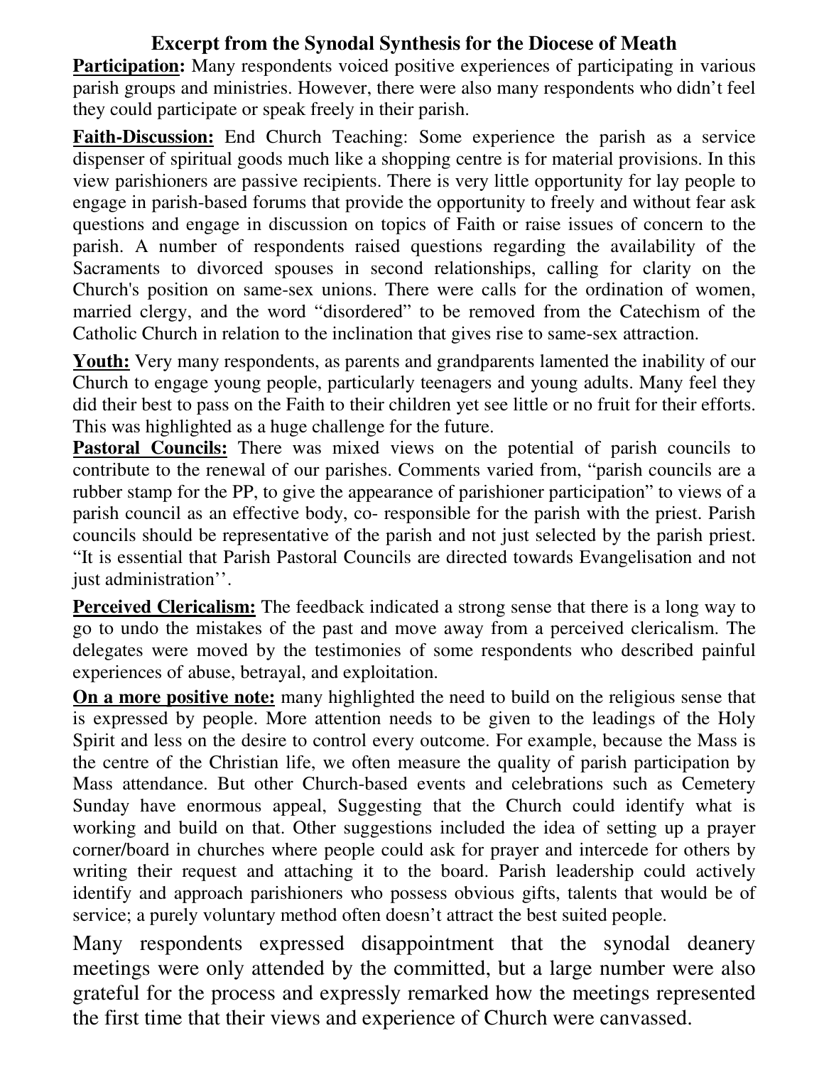## Excerpt from the Synodal Synthesis for the Diocese of Meath

**Participation:** Many respondents voiced positive experiences of participating in various parish groups and ministries. However, there were also many respondents who didn't feel they could participate or speak freely in their parish.

**Faith-Discussion:** End Church Teaching: Some experience the parish as a service dispenser of spiritual goods much like a shopping centre is for material provisions. In this view parishioners are passive recipients. There is very little opportunity for lay people to engage in parish-based forums that provide the opportunity to freely and without fear ask questions and engage in discussion on topics of Faith or raise issues of concern to the parish. A number of respondents raised questions regarding the availability of the Sacraments to divorced spouses in second relationships, calling for clarity on the Church's position on same-sex unions. There were calls for the ordination of women, married clergy, and the word "disordered" to be removed from the Catechism of the Catholic Church in relation to the inclination that gives rise to same-sex attraction.

**Youth:** Very many respondents, as parents and grandparents lamented the inability of our Church to engage young people, particularly teenagers and young adults. Many feel they did their best to pass on the Faith to their children yet see little or no fruit for their efforts. This was highlighted as a huge challenge for the future.

**Pastoral Councils:** There was mixed views on the potential of parish councils to contribute to the renewal of our parishes. Comments varied from, "parish councils are a rubber stamp for the PP, to give the appearance of parishioner participation" to views of a parish council as an effective body, co- responsible for the parish with the priest. Parish councils should be representative of the parish and not just selected by the parish priest. "It is essential that Parish Pastoral Councils are directed towards Evangelisation and not just administration''.

**Perceived Clericalism:** The feedback indicated a strong sense that there is a long way to go to undo the mistakes of the past and move away from a perceived clericalism. The delegates were moved by the testimonies of some respondents who described painful experiences of abuse, betrayal, and exploitation.

**On a more positive note:** many highlighted the need to build on the religious sense that is expressed by people. More attention needs to be given to the leadings of the Holy Spirit and less on the desire to control every outcome. For example, because the Mass is the centre of the Christian life, we often measure the quality of parish participation by Mass attendance. But other Church-based events and celebrations such as Cemetery Sunday have enormous appeal, Suggesting that the Church could identify what is working and build on that. Other suggestions included the idea of setting up a prayer corner/board in churches where people could ask for prayer and intercede for others by writing their request and attaching it to the board. Parish leadership could actively identify and approach parishioners who possess obvious gifts, talents that would be of service; a purely voluntary method often doesn't attract the best suited people.

Many respondents expressed disappointment that the synodal deanery meetings were only attended by the committed, but a large number were also grateful for the process and expressly remarked how the meetings represented the first time that their views and experience of Church were canvassed.